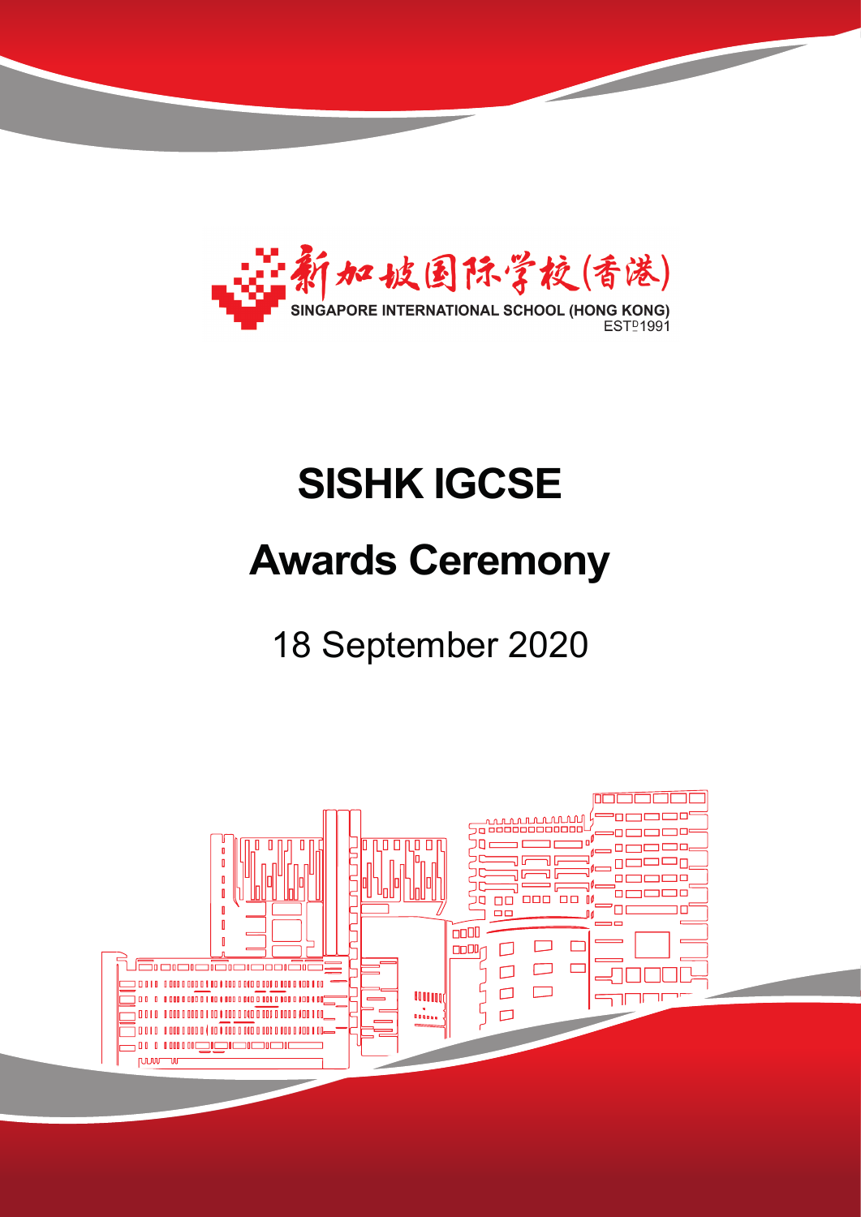新加坡国际学校(香港)

SINGAPORE INTERNATIONAL SCHOOL (HONG KONG)

ESTD 1991

# SISHK IGCSE

# Awards Ceremony

18 September 2020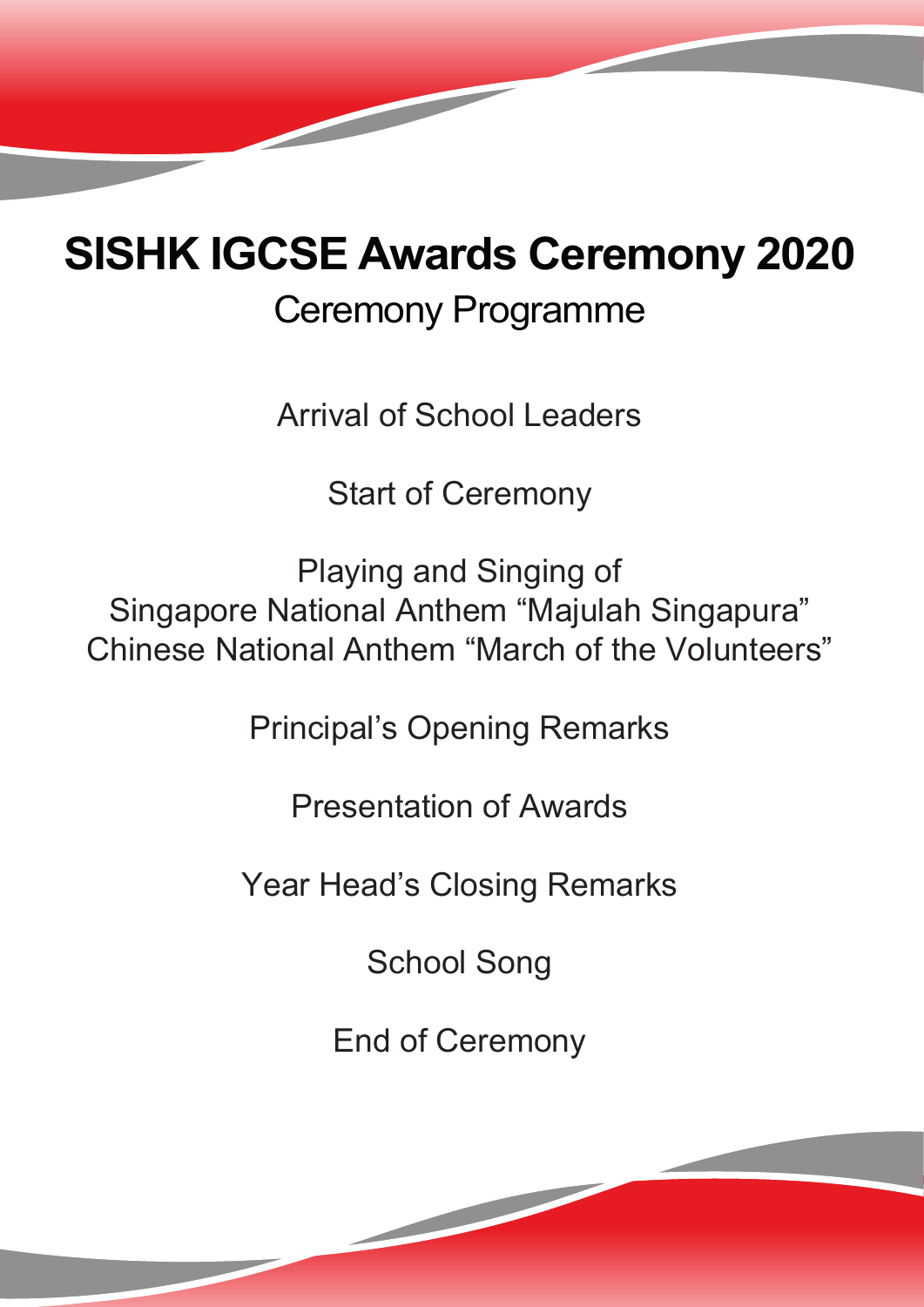# SISHK IGCSE Awards Ceremony 2020

## Ceremony Programme

Arrival of School Leaders

Start of Ceremony

Playing and Singing of
Singapore National Anthem “Majulah Singapura”
Chinese National Anthem “March of the Volunteers”

Principal’s Opening Remarks

Presentation of Awards

Year Head’s Closing Remarks

School Song

End of Ceremony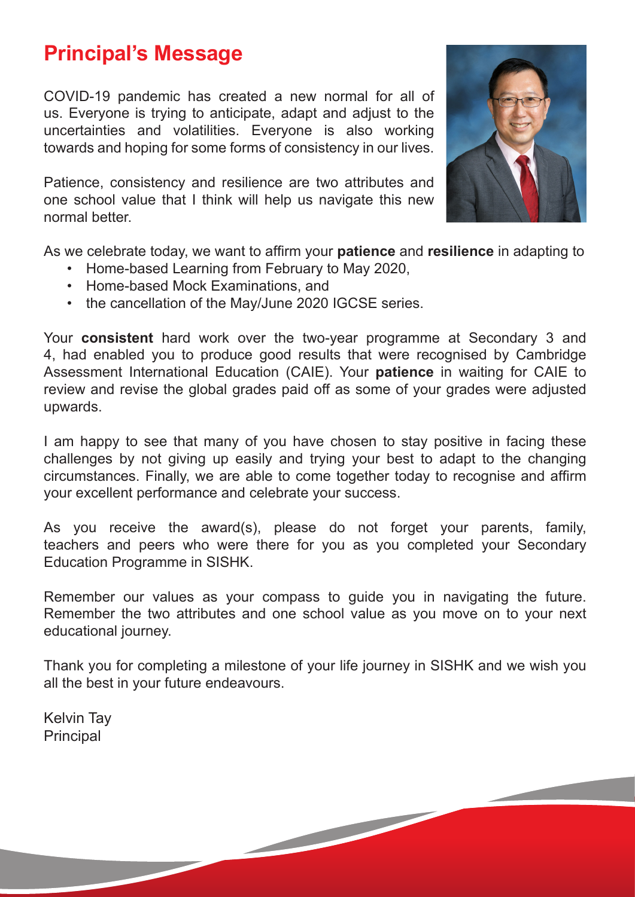## Principal's Message

COVID-19 pandemic has created a new normal for all of us. Everyone is trying to anticipate, adapt and adjust to the uncertainties and volatilities. Everyone is also working towards and hoping for some forms of consistency in our lives.

Patience, consistency and resilience are two attributes and one school value that I think will help us navigate this new normal better.

As we celebrate today, we want to affirm your **patience** and **resilience** in adapting to

- Home-based Learning from February to May 2020,
- Home-based Mock Examinations, and
- the cancellation of the May/June 2020 IGCSE series.

Your **consistent** hard work over the two-year programme at Secondary 3 and 4, had enabled you to produce good results that were recognised by Cambridge Assessment International Education (CAIE). Your **patience** in waiting for CAIE to review and revise the global grades paid off as some of your grades were adjusted upwards.

I am happy to see that many of you have chosen to stay positive in facing these challenges by not giving up easily and trying your best to adapt to the changing circumstances. Finally, we are able to come together today to recognise and affirm your excellent performance and celebrate your success.

As you receive the award(s), please do not forget your parents, family, teachers and peers who were there for you as you completed your Secondary Education Programme in SISHK.

Remember our values as your compass to guide you in navigating the future. Remember the two attributes and one school value as you move on to your next educational journey.

Thank you for completing a milestone of your life journey in SISHK and we wish you all the best in your future endeavours.

Kelvin Tay
Principal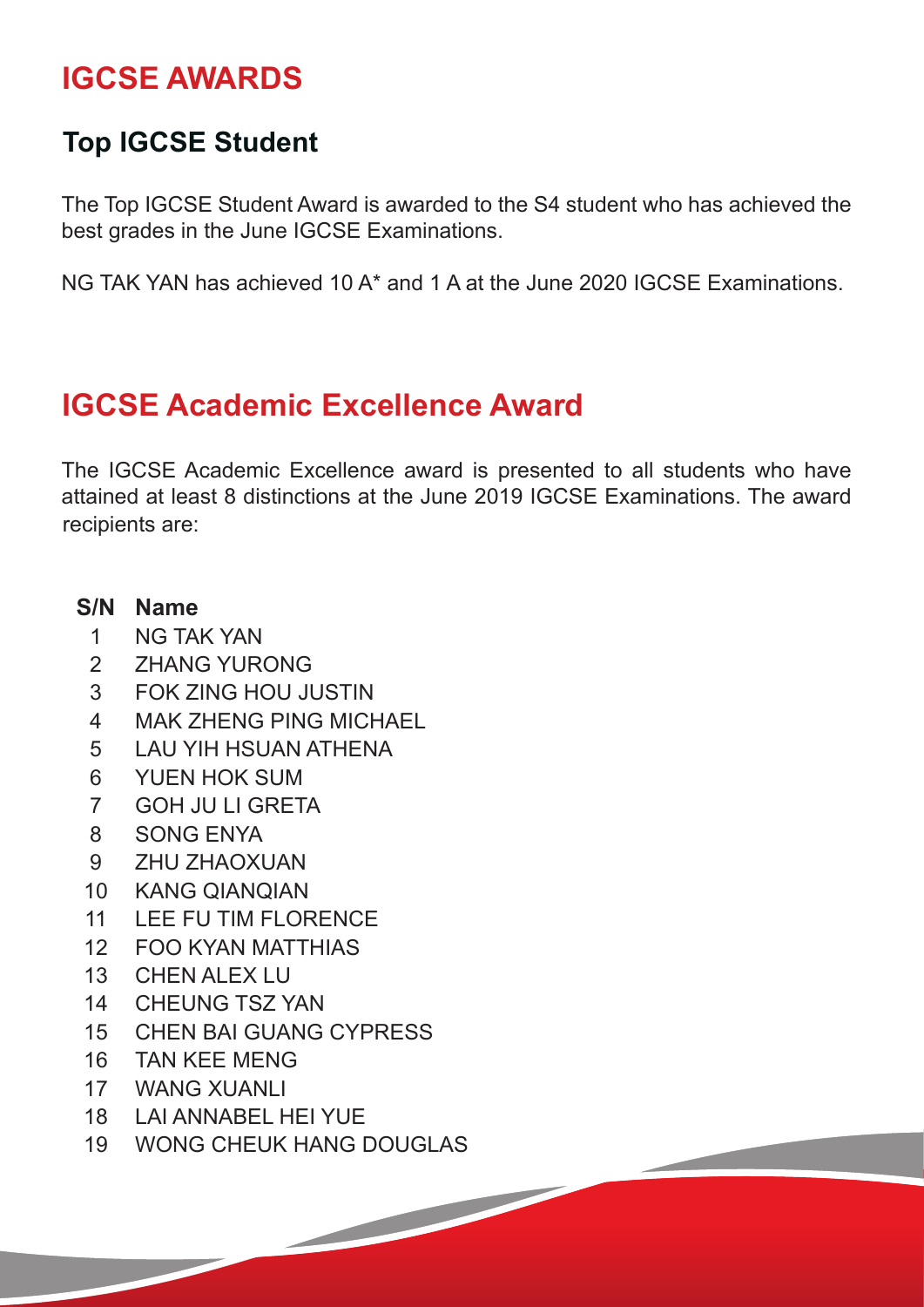# IGCSE AWARDS

## Top IGCSE Student

The Top IGCSE Student Award is awarded to the S4 student who has achieved the best grades in the June IGCSE Examinations.

NG TAK YAN has achieved 10 A* and 1 A at the June 2020 IGCSE Examinations.

# IGCSE Academic Excellence Award

The IGCSE Academic Excellence award is presented to all students who have attained at least 8 distinctions at the June 2019 IGCSE Examinations. The award recipients are:

| S/N | Name |
|---|---|
| 1 | NG TAK YAN |
| 2 | ZHANG YURONG |
| 3 | FOK ZING HOU JUSTIN |
| 4 | MAK ZHENG PING MICHAEL |
| 5 | LAU YIH HSUAN ATHENA |
| 6 | YUEN HOK SUM |
| 7 | GOH JU LI GRETA |
| 8 | SONG ENYA |
| 9 | ZHU ZHAOXUAN |
| 10 | KANG QIANQIAN |
| 11 | LEE FU TIM FLORENCE |
| 12 | FOO KYAN MATTHIAS |
| 13 | CHEN ALEX LU |
| 14 | CHEUNG TSZ YAN |
| 15 | CHEN BAI GUANG CYPRESS |
| 16 | TAN KEE MENG |
| 17 | WANG XUANLI |
| 18 | LAI ANNABEL HEI YUE |
| 19 | WONG CHEUK HANG DOUGLAS |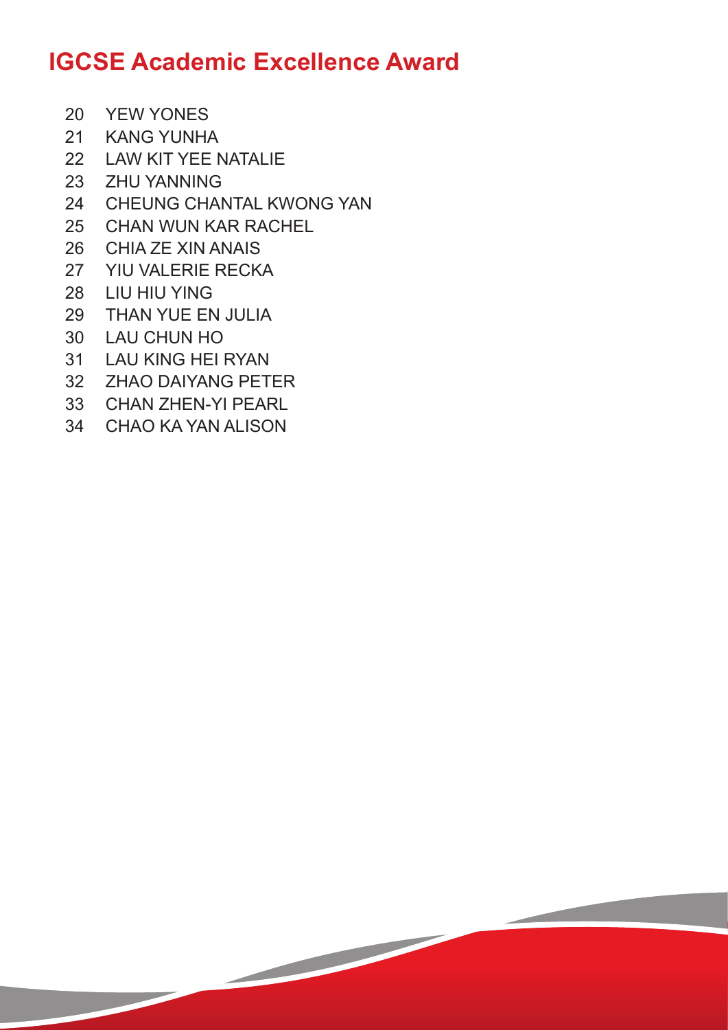# IGCSE Academic Excellence Award

20 YEW YONES
21 KANG YUNHA
22 LAW KIT YEE NATALIE
23 ZHU YANNING
24 CHEUNG CHANTAL KWONG YAN
25 CHAN WUN KAR RACHEL
26 CHIA ZE XIN ANAIS
27 YIU VALERIE RECKA
28 LIU HIU YING
29 THAN YUE EN JULIA
30 LAU CHUN HO
31 LAU KING HEI RYAN
32 ZHAO DAIYANG PETER
33 CHAN ZHEN-YI PEARL
34 CHAO KA YAN ALISON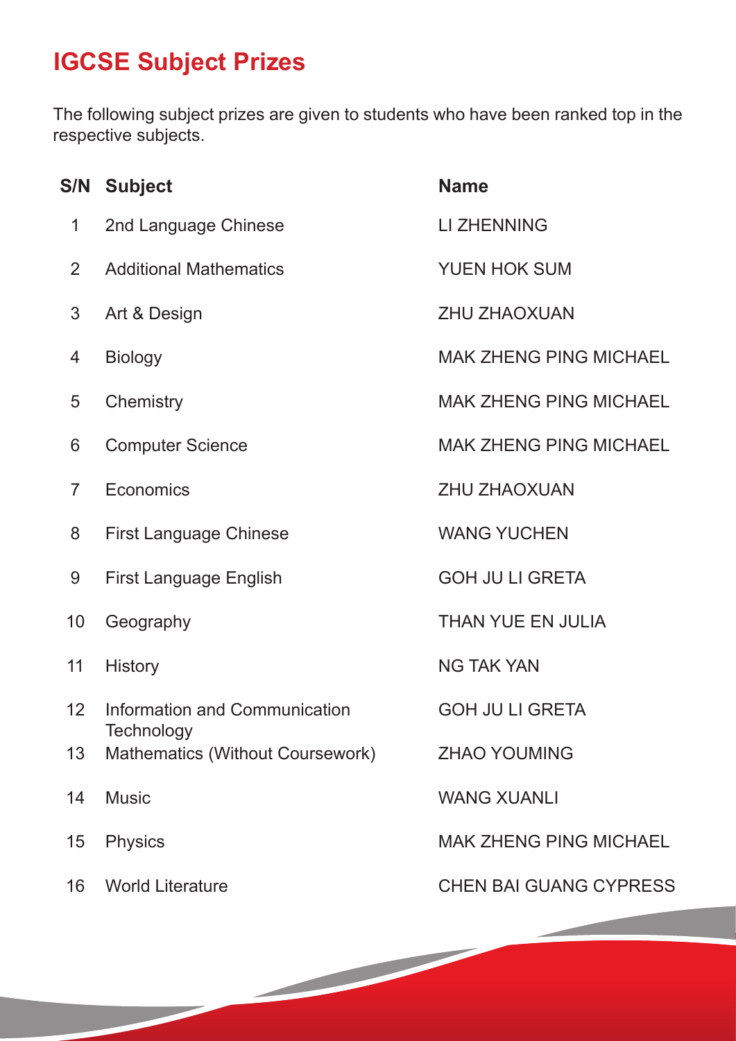# IGCSE Subject Prizes

The following subject prizes are given to students who have been ranked top in the respective subjects.

| S/N | Subject | Name |
|---|---|---|
| 1 | 2nd Language Chinese | LI ZHENNING |
| 2 | Additional Mathematics | YUEN HOK SUM |
| 3 | Art & Design | ZHU ZHAOXUAN |
| 4 | Biology | MAK ZHENG PING MICHAEL |
| 5 | Chemistry | MAK ZHENG PING MICHAEL |
| 6 | Computer Science | MAK ZHENG PING MICHAEL |
| 7 | Economics | ZHU ZHAOXUAN |
| 8 | First Language Chinese | WANG YUCHEN |
| 9 | First Language English | GOH JU LI GRETA |
| 10 | Geography | THAN YUE EN JULIA |
| 11 | History | NG TAK YAN |
| 12 | Information and Communication Technology | GOH JU LI GRETA |
| 13 | Mathematics (Without Coursework) | ZHAO YOUMING |
| 14 | Music | WANG XUANLI |
| 15 | Physics | MAK ZHENG PING MICHAEL |
| 16 | World Literature | CHEN BAI GUANG CYPRESS |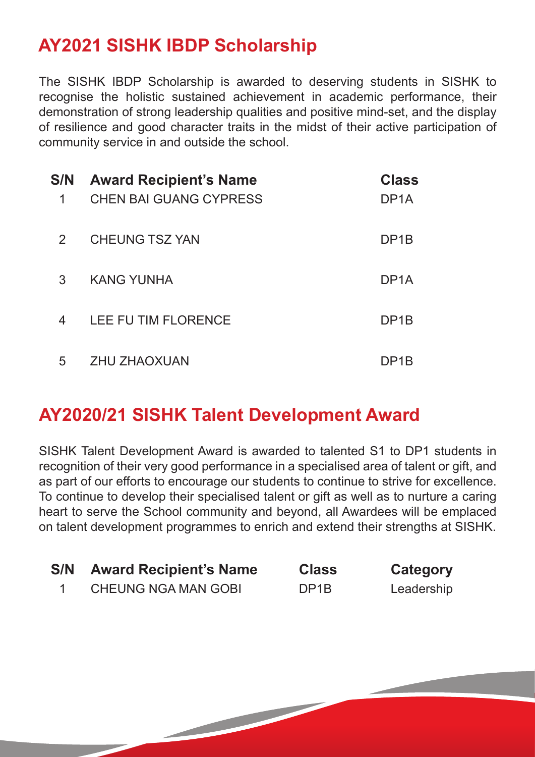## AY2021 SISHK IBDP Scholarship

The SISHK IBDP Scholarship is awarded to deserving students in SISHK to recognise the holistic sustained achievement in academic performance, their demonstration of strong leadership qualities and positive mind-set, and the display of resilience and good character traits in the midst of their active participation of community service in and outside the school.

| S/N | Award Recipient's Name | Class |
|---|---|---|
| 1 | CHEN BAI GUANG CYPRESS | DP1A |
| 2 | CHEUNG TSZ YAN | DP1B |
| 3 | KANG YUNHA | DP1A |
| 4 | LEE FU TIM FLORENCE | DP1B |
| 5 | ZHU ZHAOXUAN | DP1B |

## AY2020/21 SISHK Talent Development Award

SISHK Talent Development Award is awarded to talented S1 to DP1 students in recognition of their very good performance in a specialised area of talent or gift, and as part of our efforts to encourage our students to continue to strive for excellence. To continue to develop their specialised talent or gift as well as to nurture a caring heart to serve the School community and beyond, all Awardees will be emplaced on talent development programmes to enrich and extend their strengths at SISHK.

| S/N | Award Recipient's Name | Class | Category |
|---|---|---|---|
| 1 | CHEUNG NGA MAN GOBI | DP1B | Leadership |